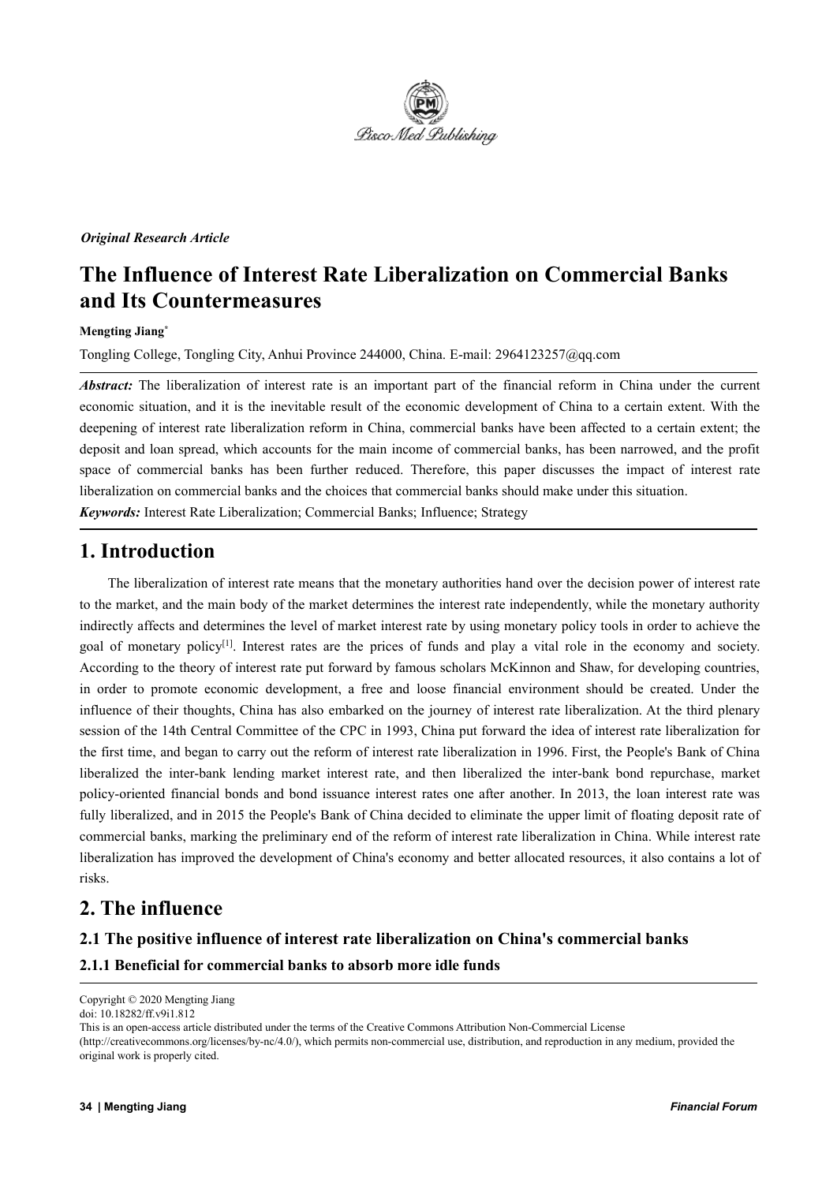*Original Research Article*

# The Influence of Interest Rate Liberalization on Commercial Banks and Its Countermeasures

**Mengting Jiang***

Tongling College, Tongling City, Anhui Province 244000, China. E-mail: 2964123257@qq.com

***Abstract:*** The liberalization of interest rate is an important part of the financial reform in China under the current economic situation, and it is the inevitable result of the economic development of China to a certain extent. With the deepening of interest rate liberalization reform in China, commercial banks have been affected to a certain extent; the deposit and loan spread, which accounts for the main income of commercial banks, has been narrowed, and the profit space of commercial banks has been further reduced. Therefore, this paper discusses the impact of interest rate liberalization on commercial banks and the choices that commercial banks should make under this situation.

***Keywords:*** Interest Rate Liberalization; Commercial Banks; Influence; Strategy

## 1. Introduction

The liberalization of interest rate means that the monetary authorities hand over the decision power of interest rate to the market, and the main body of the market determines the interest rate independently, while the monetary authority indirectly affects and determines the level of market interest rate by using monetary policy tools in order to achieve the goal of monetary policy[1]. Interest rates are the prices of funds and play a vital role in the economy and society. According to the theory of interest rate put forward by famous scholars McKinnon and Shaw, for developing countries, in order to promote economic development, a free and loose financial environment should be created. Under the influence of their thoughts, China has also embarked on the journey of interest rate liberalization. At the third plenary session of the 14th Central Committee of the CPC in 1993, China put forward the idea of interest rate liberalization for the first time, and began to carry out the reform of interest rate liberalization in 1996. First, the People's Bank of China liberalized the inter-bank lending market interest rate, and then liberalized the inter-bank bond repurchase, market policy-oriented financial bonds and bond issuance interest rates one after another. In 2013, the loan interest rate was fully liberalized, and in 2015 the People's Bank of China decided to eliminate the upper limit of floating deposit rate of commercial banks, marking the preliminary end of the reform of interest rate liberalization in China. While interest rate liberalization has improved the development of China's economy and better allocated resources, it also contains a lot of risks.

## 2. The influence

### 2.1 The positive influence of interest rate liberalization on China's commercial banks

#### 2.1.1 Beneficial for commercial banks to absorb more idle funds

Copyright © 2020 Mengting Jiang
doi: 10.18282/ff.v9i1.812
This is an open-access article distributed under the terms of the Creative Commons Attribution Non-Commercial License (http://creativecommons.org/licenses/by-nc/4.0/), which permits non-commercial use, distribution, and reproduction in any medium, provided the original work is properly cited.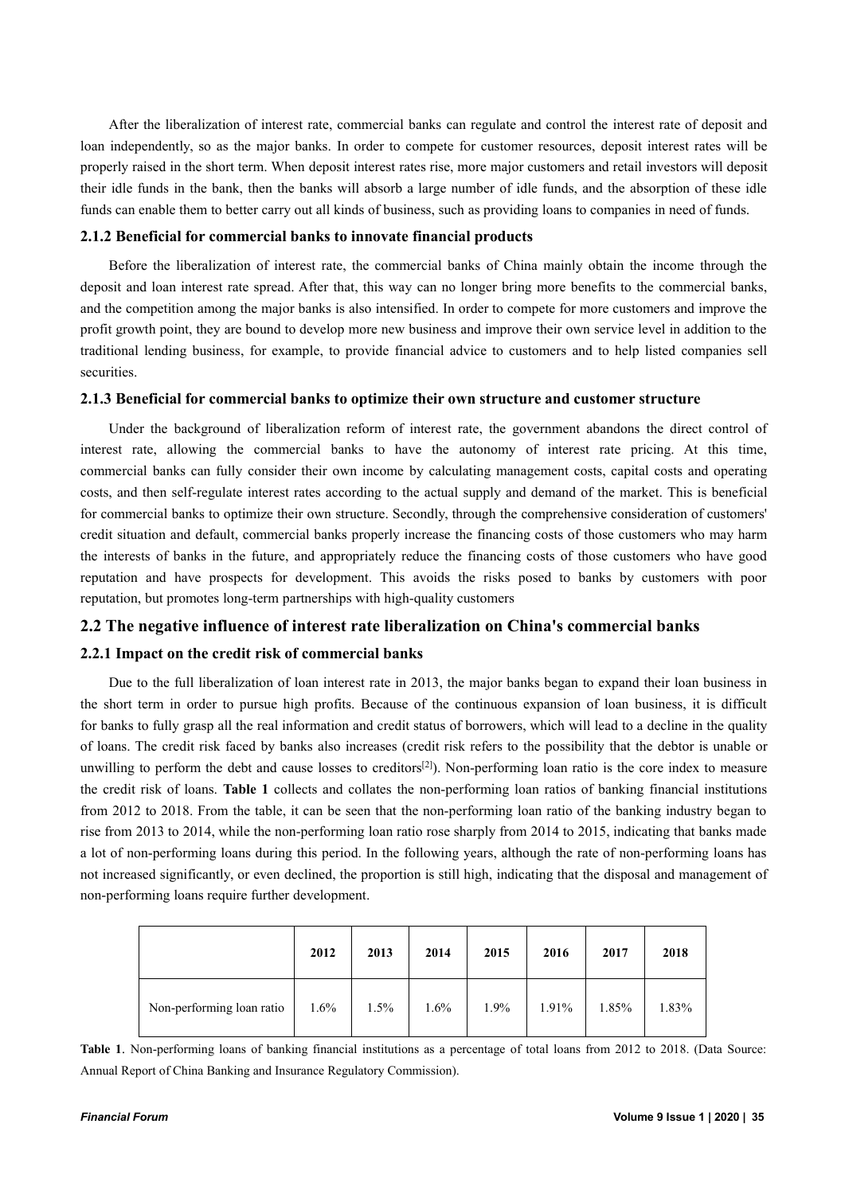After the liberalization of interest rate, commercial banks can regulate and control the interest rate of deposit and loan independently, so as the major banks. In order to compete for customer resources, deposit interest rates will be properly raised in the short term. When deposit interest rates rise, more major customers and retail investors will deposit their idle funds in the bank, then the banks will absorb a large number of idle funds, and the absorption of these idle funds can enable them to better carry out all kinds of business, such as providing loans to companies in need of funds.

#### 2.1.2 Beneficial for commercial banks to innovate financial products

Before the liberalization of interest rate, the commercial banks of China mainly obtain the income through the deposit and loan interest rate spread. After that, this way can no longer bring more benefits to the commercial banks, and the competition among the major banks is also intensified. In order to compete for more customers and improve the profit growth point, they are bound to develop more new business and improve their own service level in addition to the traditional lending business, for example, to provide financial advice to customers and to help listed companies sell securities.

#### 2.1.3 Beneficial for commercial banks to optimize their own structure and customer structure

Under the background of liberalization reform of interest rate, the government abandons the direct control of interest rate, allowing the commercial banks to have the autonomy of interest rate pricing. At this time, commercial banks can fully consider their own income by calculating management costs, capital costs and operating costs, and then self-regulate interest rates according to the actual supply and demand of the market. This is beneficial for commercial banks to optimize their own structure. Secondly, through the comprehensive consideration of customers' credit situation and default, commercial banks properly increase the financing costs of those customers who may harm the interests of banks in the future, and appropriately reduce the financing costs of those customers who have good reputation and have prospects for development. This avoids the risks posed to banks by customers with poor reputation, but promotes long-term partnerships with high-quality customers

### 2.2 The negative influence of interest rate liberalization on China's commercial banks

#### 2.2.1 Impact on the credit risk of commercial banks

Due to the full liberalization of loan interest rate in 2013, the major banks began to expand their loan business in the short term in order to pursue high profits. Because of the continuous expansion of loan business, it is difficult for banks to fully grasp all the real information and credit status of borrowers, which will lead to a decline in the quality of loans. The credit risk faced by banks also increases (credit risk refers to the possibility that the debtor is unable or unwilling to perform the debt and cause losses to creditors[2]). Non-performing loan ratio is the core index to measure the credit risk of loans. **Table 1** collects and collates the non-performing loan ratios of banking financial institutions from 2012 to 2018. From the table, it can be seen that the non-performing loan ratio of the banking industry began to rise from 2013 to 2014, while the non-performing loan ratio rose sharply from 2014 to 2015, indicating that banks made a lot of non-performing loans during this period. In the following years, although the rate of non-performing loans has not increased significantly, or even declined, the proportion is still high, indicating that the disposal and management of non-performing loans require further development.

| | 2012 | 2013 | 2014 | 2015 | 2016 | 2017 | 2018 |
|---|---|---|---|---|---|---|---|
| Non-performing loan ratio | 1.6% | 1.5% | 1.6% | 1.9% | 1.91% | 1.85% | 1.83% |

**Table 1**. Non-performing loans of banking financial institutions as a percentage of total loans from 2012 to 2018. (Data Source: Annual Report of China Banking and Insurance Regulatory Commission).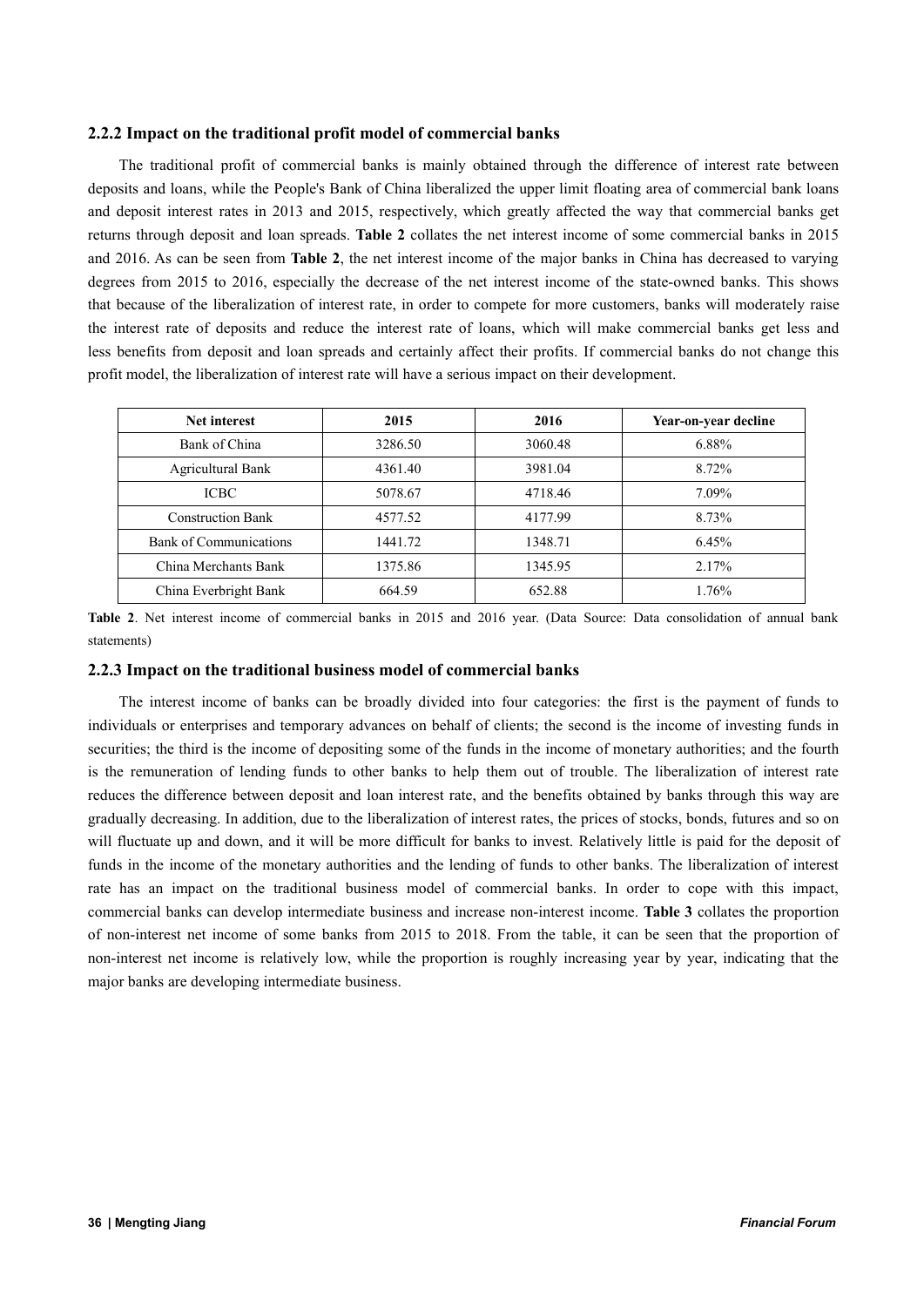### 2.2.2 Impact on the traditional profit model of commercial banks

The traditional profit of commercial banks is mainly obtained through the difference of interest rate between deposits and loans, while the People's Bank of China liberalized the upper limit floating area of commercial bank loans and deposit interest rates in 2013 and 2015, respectively, which greatly affected the way that commercial banks get returns through deposit and loan spreads. **Table 2** collates the net interest income of some commercial banks in 2015 and 2016. As can be seen from **Table 2**, the net interest income of the major banks in China has decreased to varying degrees from 2015 to 2016, especially the decrease of the net interest income of the state-owned banks. This shows that because of the liberalization of interest rate, in order to compete for more customers, banks will moderately raise the interest rate of deposits and reduce the interest rate of loans, which will make commercial banks get less and less benefits from deposit and loan spreads and certainly affect their profits. If commercial banks do not change this profit model, the liberalization of interest rate will have a serious impact on their development.

| Net interest | 2015 | 2016 | Year-on-year decline |
|---|---|---|---|
| Bank of China | 3286.50 | 3060.48 | 6.88% |
| Agricultural Bank | 4361.40 | 3981.04 | 8.72% |
| ICBC | 5078.67 | 4718.46 | 7.09% |
| Construction Bank | 4577.52 | 4177.99 | 8.73% |
| Bank of Communications | 1441.72 | 1348.71 | 6.45% |
| China Merchants Bank | 1375.86 | 1345.95 | 2.17% |
| China Everbright Bank | 664.59 | 652.88 | 1.76% |

**Table 2**. Net interest income of commercial banks in 2015 and 2016 year. (Data Source: Data consolidation of annual bank statements)

### 2.2.3 Impact on the traditional business model of commercial banks

The interest income of banks can be broadly divided into four categories: the first is the payment of funds to individuals or enterprises and temporary advances on behalf of clients; the second is the income of investing funds in securities; the third is the income of depositing some of the funds in the income of monetary authorities; and the fourth is the remuneration of lending funds to other banks to help them out of trouble. The liberalization of interest rate reduces the difference between deposit and loan interest rate, and the benefits obtained by banks through this way are gradually decreasing. In addition, due to the liberalization of interest rates, the prices of stocks, bonds, futures and so on will fluctuate up and down, and it will be more difficult for banks to invest. Relatively little is paid for the deposit of funds in the income of the monetary authorities and the lending of funds to other banks. The liberalization of interest rate has an impact on the traditional business model of commercial banks. In order to cope with this impact, commercial banks can develop intermediate business and increase non-interest income. **Table 3** collates the proportion of non-interest net income of some banks from 2015 to 2018. From the table, it can be seen that the proportion of non-interest net income is relatively low, while the proportion is roughly increasing year by year, indicating that the major banks are developing intermediate business.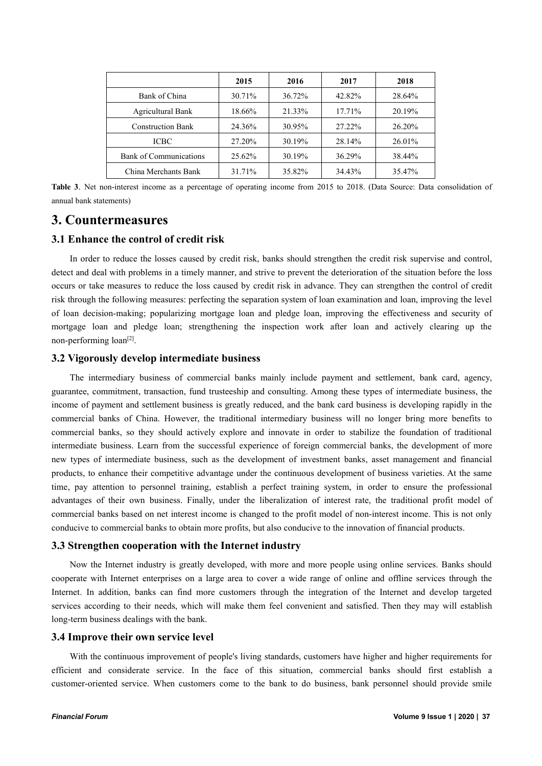| | 2015 | 2016 | 2017 | 2018 |
|---|---|---|---|---|
| Bank of China | 30.71% | 36.72% | 42.82% | 28.64% |
| Agricultural Bank | 18.66% | 21.33% | 17.71% | 20.19% |
| Construction Bank | 24.36% | 30.95% | 27.22% | 26.20% |
| ICBC | 27.20% | 30.19% | 28.14% | 26.01% |
| Bank of Communications | 25.62% | 30.19% | 36.29% | 38.44% |
| China Merchants Bank | 31.71% | 35.82% | 34.43% | 35.47% |

**Table 3**. Net non-interest income as a percentage of operating income from 2015 to 2018. (Data Source: Data consolidation of annual bank statements)

# 3. Countermeasures

## 3.1 Enhance the control of credit risk

In order to reduce the losses caused by credit risk, banks should strengthen the credit risk supervise and control, detect and deal with problems in a timely manner, and strive to prevent the deterioration of the situation before the loss occurs or take measures to reduce the loss caused by credit risk in advance. They can strengthen the control of credit risk through the following measures: perfecting the separation system of loan examination and loan, improving the level of loan decision-making; popularizing mortgage loan and pledge loan, improving the effectiveness and security of mortgage loan and pledge loan; strengthening the inspection work after loan and actively clearing up the non-performing loan[2].

## 3.2 Vigorously develop intermediate business

The intermediary business of commercial banks mainly include payment and settlement, bank card, agency, guarantee, commitment, transaction, fund trusteeship and consulting. Among these types of intermediate business, the income of payment and settlement business is greatly reduced, and the bank card business is developing rapidly in the commercial banks of China. However, the traditional intermediary business will no longer bring more benefits to commercial banks, so they should actively explore and innovate in order to stabilize the foundation of traditional intermediate business. Learn from the successful experience of foreign commercial banks, the development of more new types of intermediate business, such as the development of investment banks, asset management and financial products, to enhance their competitive advantage under the continuous development of business varieties. At the same time, pay attention to personnel training, establish a perfect training system, in order to ensure the professional advantages of their own business. Finally, under the liberalization of interest rate, the traditional profit model of commercial banks based on net interest income is changed to the profit model of non-interest income. This is not only conducive to commercial banks to obtain more profits, but also conducive to the innovation of financial products.

## 3.3 Strengthen cooperation with the Internet industry

Now the Internet industry is greatly developed, with more and more people using online services. Banks should cooperate with Internet enterprises on a large area to cover a wide range of online and offline services through the Internet. In addition, banks can find more customers through the integration of the Internet and develop targeted services according to their needs, which will make them feel convenient and satisfied. Then they may will establish long-term business dealings with the bank.

## 3.4 Improve their own service level

With the continuous improvement of people's living standards, customers have higher and higher requirements for efficient and considerate service. In the face of this situation, commercial banks should first establish a customer-oriented service. When customers come to the bank to do business, bank personnel should provide smile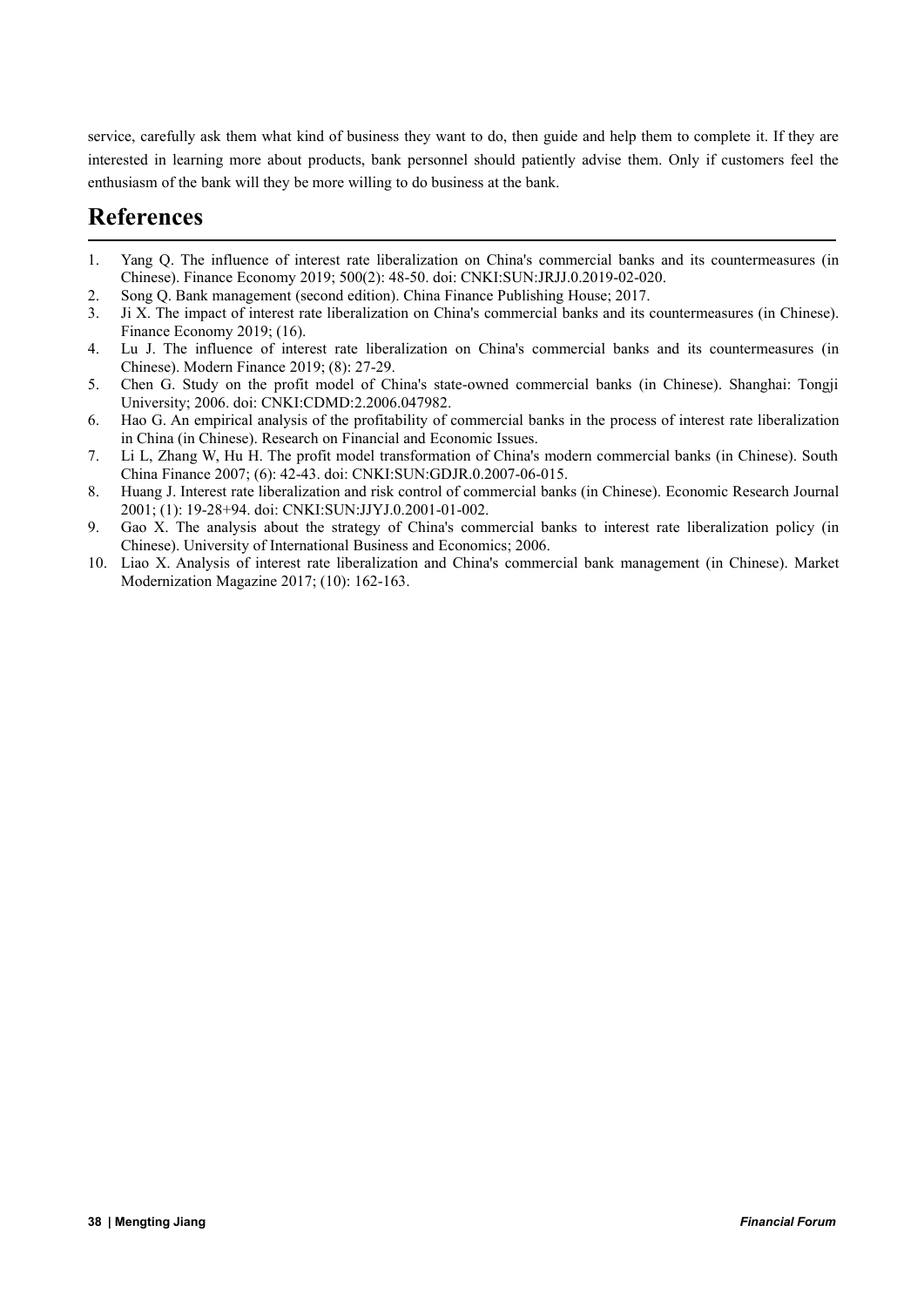service, carefully ask them what kind of business they want to do, then guide and help them to complete it. If they are interested in learning more about products, bank personnel should patiently advise them. Only if customers feel the enthusiasm of the bank will they be more willing to do business at the bank.

# References

1. Yang Q. The influence of interest rate liberalization on China's commercial banks and its countermeasures (in Chinese). Finance Economy 2019; 500(2): 48-50. doi: CNKI:SUN:JRJJ.0.2019-02-020.
2. Song Q. Bank management (second edition). China Finance Publishing House; 2017.
3. Ji X. The impact of interest rate liberalization on China's commercial banks and its countermeasures (in Chinese). Finance Economy 2019; (16).
4. Lu J. The influence of interest rate liberalization on China's commercial banks and its countermeasures (in Chinese). Modern Finance 2019; (8): 27-29.
5. Chen G. Study on the profit model of China's state-owned commercial banks (in Chinese). Shanghai: Tongji University; 2006. doi: CNKI:CDMD:2.2006.047982.
6. Hao G. An empirical analysis of the profitability of commercial banks in the process of interest rate liberalization in China (in Chinese). Research on Financial and Economic Issues.
7. Li L, Zhang W, Hu H. The profit model transformation of China's modern commercial banks (in Chinese). South China Finance 2007; (6): 42-43. doi: CNKI:SUN:GDJR.0.2007-06-015.
8. Huang J. Interest rate liberalization and risk control of commercial banks (in Chinese). Economic Research Journal 2001; (1): 19-28+94. doi: CNKI:SUN:JJYJ.0.2001-01-002.
9. Gao X. The analysis about the strategy of China's commercial banks to interest rate liberalization policy (in Chinese). University of International Business and Economics; 2006.
10. Liao X. Analysis of interest rate liberalization and China's commercial bank management (in Chinese). Market Modernization Magazine 2017; (10): 162-163.